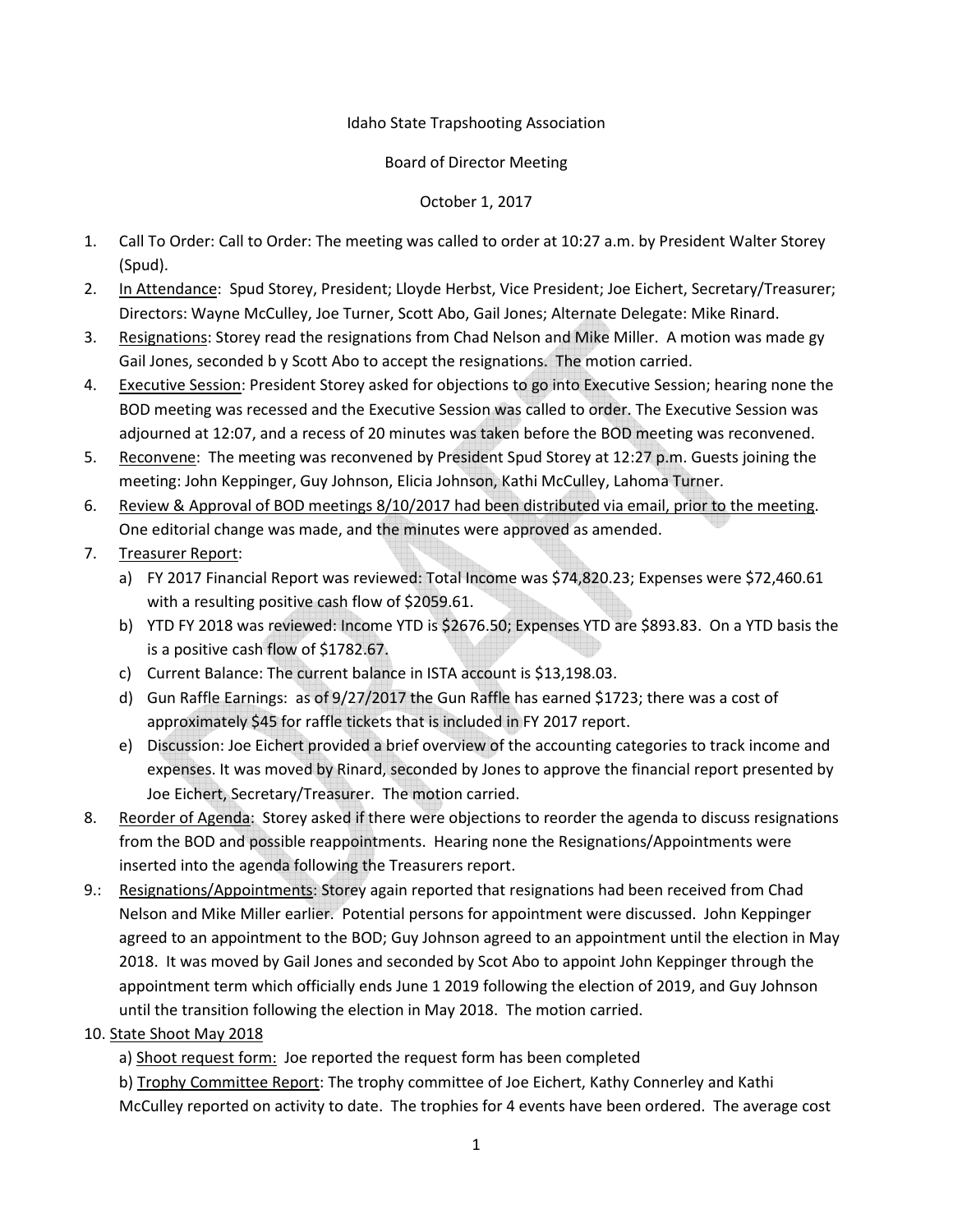Idaho State Trapshooting Association

Board of Director Meeting

October 1, 2017

1. Call To Order: Call to Order: The meeting was called to order at 10:27 a.m. by President Walter Storey (Spud).
2. In Attendance: Spud Storey, President; Lloyde Herbst, Vice President; Joe Eichert, Secretary/Treasurer; Directors: Wayne McCulley, Joe Turner, Scott Abo, Gail Jones; Alternate Delegate: Mike Rinard.
3. Resignations: Storey read the resignations from Chad Nelson and Mike Miller. A motion was made gy Gail Jones, seconded b y Scott Abo to accept the resignations. The motion carried.
4. Executive Session: President Storey asked for objections to go into Executive Session; hearing none the BOD meeting was recessed and the Executive Session was called to order. The Executive Session was adjourned at 12:07, and a recess of 20 minutes was taken before the BOD meeting was reconvened.
5. Reconvene: The meeting was reconvened by President Spud Storey at 12:27 p.m. Guests joining the meeting: John Keppinger, Guy Johnson, Elicia Johnson, Kathi McCulley, Lahoma Turner.
6. Review & Approval of BOD meetings 8/10/2017 had been distributed via email, prior to the meeting. One editorial change was made, and the minutes were approved as amended.
7. Treasurer Report:
   a) FY 2017 Financial Report was reviewed: Total Income was $74,820.23; Expenses were $72,460.61 with a resulting positive cash flow of $2059.61.
   b) YTD FY 2018 was reviewed: Income YTD is $2676.50; Expenses YTD are $893.83. On a YTD basis the is a positive cash flow of $1782.67.
   c) Current Balance: The current balance in ISTA account is $13,198.03.
   d) Gun Raffle Earnings: as of 9/27/2017 the Gun Raffle has earned $1723; there was a cost of approximately $45 for raffle tickets that is included in FY 2017 report.
   e) Discussion: Joe Eichert provided a brief overview of the accounting categories to track income and expenses. It was moved by Rinard, seconded by Jones to approve the financial report presented by Joe Eichert, Secretary/Treasurer. The motion carried.
8. Reorder of Agenda: Storey asked if there were objections to reorder the agenda to discuss resignations from the BOD and possible reappointments. Hearing none the Resignations/Appointments were inserted into the agenda following the Treasurers report.
9. Resignations/Appointments: Storey again reported that resignations had been received from Chad Nelson and Mike Miller earlier. Potential persons for appointment were discussed. John Keppinger agreed to an appointment to the BOD; Guy Johnson agreed to an appointment until the election in May 2018. It was moved by Gail Jones and seconded by Scot Abo to appoint John Keppinger through the appointment term which officially ends June 1 2019 following the election of 2019, and Guy Johnson until the transition following the election in May 2018. The motion carried.
10. State Shoot May 2018
    a) Shoot request form: Joe reported the request form has been completed
    b) Trophy Committee Report: The trophy committee of Joe Eichert, Kathy Connerley and Kathi McCulley reported on activity to date. The trophies for 4 events have been ordered. The average cost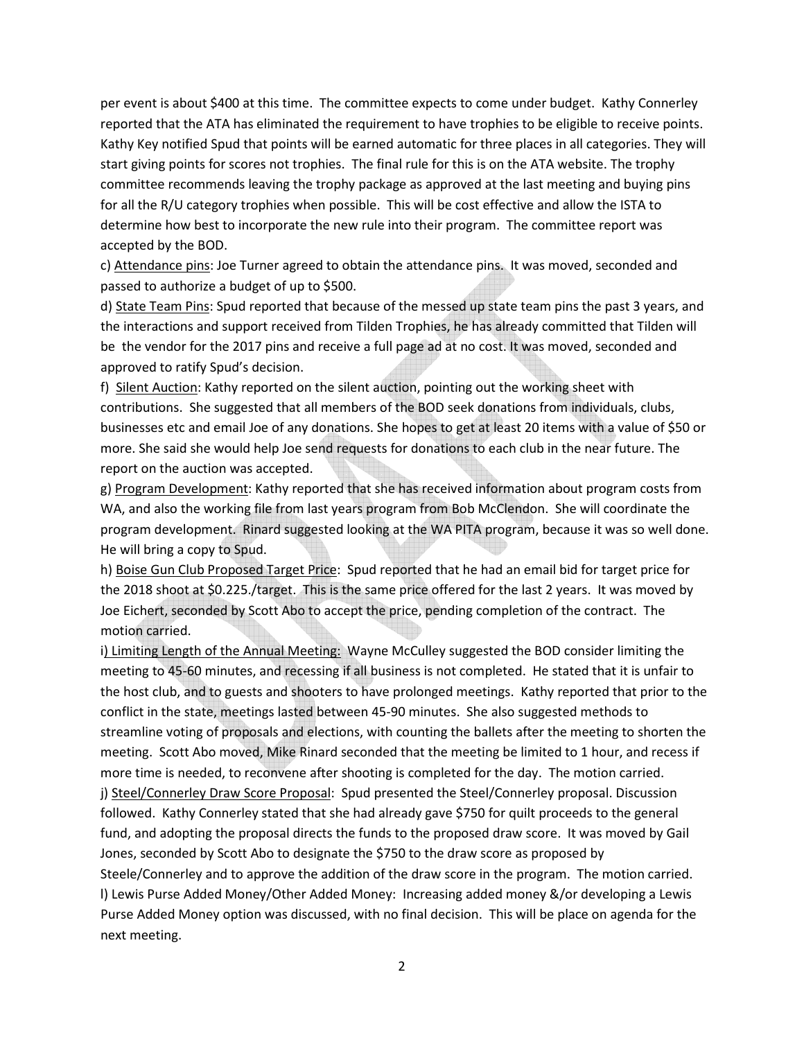per event is about $400 at this time. The committee expects to come under budget. Kathy Connerley reported that the ATA has eliminated the requirement to have trophies to be eligible to receive points. Kathy Key notified Spud that points will be earned automatic for three places in all categories. They will start giving points for scores not trophies. The final rule for this is on the ATA website. The trophy committee recommends leaving the trophy package as approved at the last meeting and buying pins for all the R/U category trophies when possible. This will be cost effective and allow the ISTA to determine how best to incorporate the new rule into their program. The committee report was accepted by the BOD.

c) <u>Attendance pins</u>: Joe Turner agreed to obtain the attendance pins. It was moved, seconded and passed to authorize a budget of up to $500.

d) <u>State Team Pins</u>: Spud reported that because of the messed up state team pins the past 3 years, and the interactions and support received from Tilden Trophies, he has already committed that Tilden will be the vendor for the 2017 pins and receive a full page ad at no cost. It was moved, seconded and approved to ratify Spud's decision.

f) <u>Silent Auction</u>: Kathy reported on the silent auction, pointing out the working sheet with contributions. She suggested that all members of the BOD seek donations from individuals, clubs, businesses etc and email Joe of any donations. She hopes to get at least 20 items with a value of $50 or more. She said she would help Joe send requests for donations to each club in the near future. The report on the auction was accepted.

g) <u>Program Development</u>: Kathy reported that she has received information about program costs from WA, and also the working file from last years program from Bob McClendon. She will coordinate the program development. Rinard suggested looking at the WA PITA program, because it was so well done. He will bring a copy to Spud.

h) <u>Boise Gun Club Proposed Target Price</u>: Spud reported that he had an email bid for target price for the 2018 shoot at $0.225./target. This is the same price offered for the last 2 years. It was moved by Joe Eichert, seconded by Scott Abo to accept the price, pending completion of the contract. The motion carried.

i<u>) Limiting Length of the Annual Meeting:</u> Wayne McCulley suggested the BOD consider limiting the meeting to 45-60 minutes, and recessing if all business is not completed. He stated that it is unfair to the host club, and to guests and shooters to have prolonged meetings. Kathy reported that prior to the conflict in the state, meetings lasted between 45-90 minutes. She also suggested methods to streamline voting of proposals and elections, with counting the ballets after the meeting to shorten the meeting. Scott Abo moved, Mike Rinard seconded that the meeting be limited to 1 hour, and recess if more time is needed, to reconvene after shooting is completed for the day. The motion carried.

j) <u>Steel/Connerley Draw Score Proposal</u>: Spud presented the Steel/Connerley proposal. Discussion followed. Kathy Connerley stated that she had already gave $750 for quilt proceeds to the general fund, and adopting the proposal directs the funds to the proposed draw score. It was moved by Gail Jones, seconded by Scott Abo to designate the $750 to the draw score as proposed by Steele/Connerley and to approve the addition of the draw score in the program. The motion carried.

l) Lewis Purse Added Money/Other Added Money: Increasing added money &/or developing a Lewis Purse Added Money option was discussed, with no final decision. This will be place on agenda for the next meeting.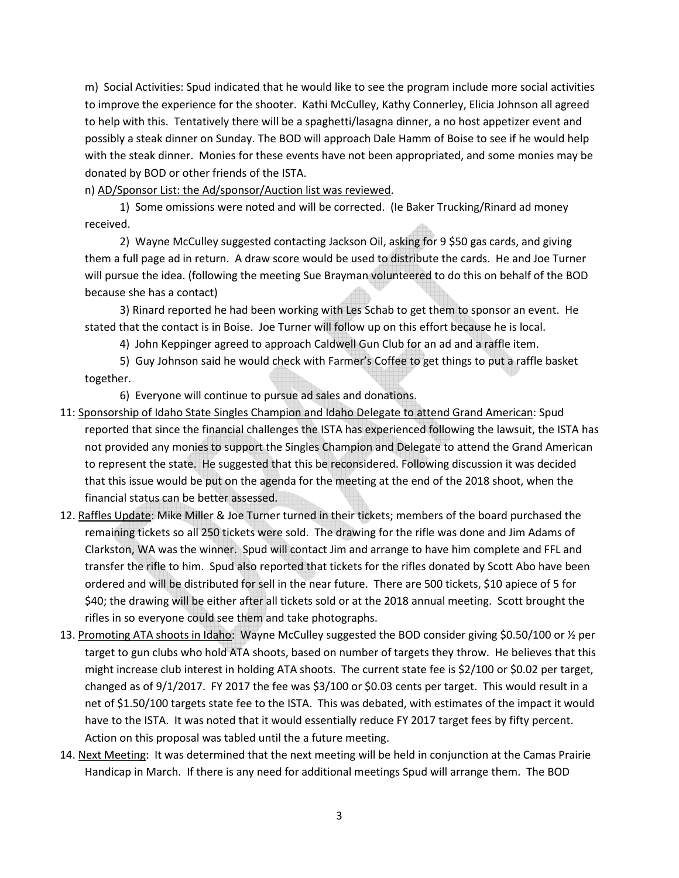m) Social Activities: Spud indicated that he would like to see the program include more social activities to improve the experience for the shooter. Kathi McCulley, Kathy Connerley, Elicia Johnson all agreed to help with this. Tentatively there will be a spaghetti/lasagna dinner, a no host appetizer event and possibly a steak dinner on Sunday. The BOD will approach Dale Hamm of Boise to see if he would help with the steak dinner. Monies for these events have not been appropriated, and some monies may be donated by BOD or other friends of the ISTA.

n) <u>AD/Sponsor List: the Ad/sponsor/Auction list was reviewed</u>.

1) Some omissions were noted and will be corrected. (Ie Baker Trucking/Rinard ad money received.

2) Wayne McCulley suggested contacting Jackson Oil, asking for 9 $50 gas cards, and giving them a full page ad in return. A draw score would be used to distribute the cards. He and Joe Turner will pursue the idea. (following the meeting Sue Brayman volunteered to do this on behalf of the BOD because she has a contact)

3) Rinard reported he had been working with Les Schab to get them to sponsor an event. He stated that the contact is in Boise. Joe Turner will follow up on this effort because he is local.

4) John Keppinger agreed to approach Caldwell Gun Club for an ad and a raffle item.

5) Guy Johnson said he would check with Farmer's Coffee to get things to put a raffle basket together.

6) Everyone will continue to pursue ad sales and donations.

11: <u>Sponsorship of Idaho State Singles Champion and Idaho Delegate to attend Grand American</u>: Spud reported that since the financial challenges the ISTA has experienced following the lawsuit, the ISTA has not provided any monies to support the Singles Champion and Delegate to attend the Grand American to represent the state. He suggested that this be reconsidered. Following discussion it was decided that this issue would be put on the agenda for the meeting at the end of the 2018 shoot, when the financial status can be better assessed.

12. <u>Raffles Update</u>: Mike Miller & Joe Turner turned in their tickets; members of the board purchased the remaining tickets so all 250 tickets were sold. The drawing for the rifle was done and Jim Adams of Clarkston, WA was the winner. Spud will contact Jim and arrange to have him complete and FFL and transfer the rifle to him. Spud also reported that tickets for the rifles donated by Scott Abo have been ordered and will be distributed for sell in the near future. There are 500 tickets, $10 apiece of 5 for $40; the drawing will be either after all tickets sold or at the 2018 annual meeting. Scott brought the rifles in so everyone could see them and take photographs.

13. <u>Promoting ATA shoots in Idaho</u>: Wayne McCulley suggested the BOD consider giving $0.50/100 or ½ per target to gun clubs who hold ATA shoots, based on number of targets they throw. He believes that this might increase club interest in holding ATA shoots. The current state fee is $2/100 or $0.02 per target, changed as of 9/1/2017. FY 2017 the fee was $3/100 or $0.03 cents per target. This would result in a net of $1.50/100 targets state fee to the ISTA. This was debated, with estimates of the impact it would have to the ISTA. It was noted that it would essentially reduce FY 2017 target fees by fifty percent. Action on this proposal was tabled until the a future meeting.

14. <u>Next Meeting</u>: It was determined that the next meeting will be held in conjunction at the Camas Prairie Handicap in March. If there is any need for additional meetings Spud will arrange them. The BOD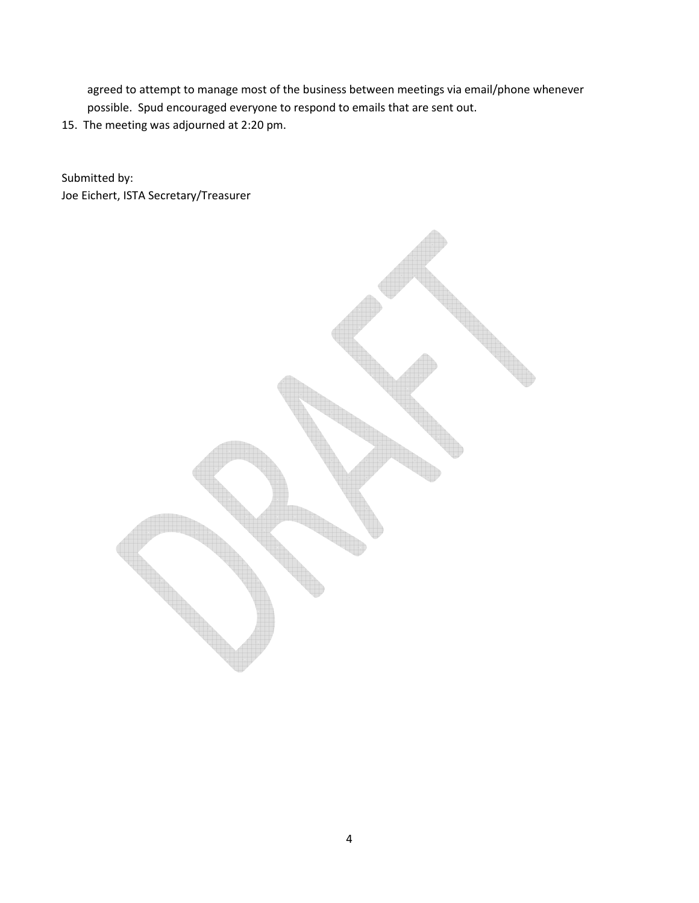agreed to attempt to manage most of the business between meetings via email/phone whenever possible. Spud encouraged everyone to respond to emails that are sent out.

15. The meeting was adjourned at 2:20 pm.

Submitted by:
Joe Eichert, ISTA Secretary/Treasurer